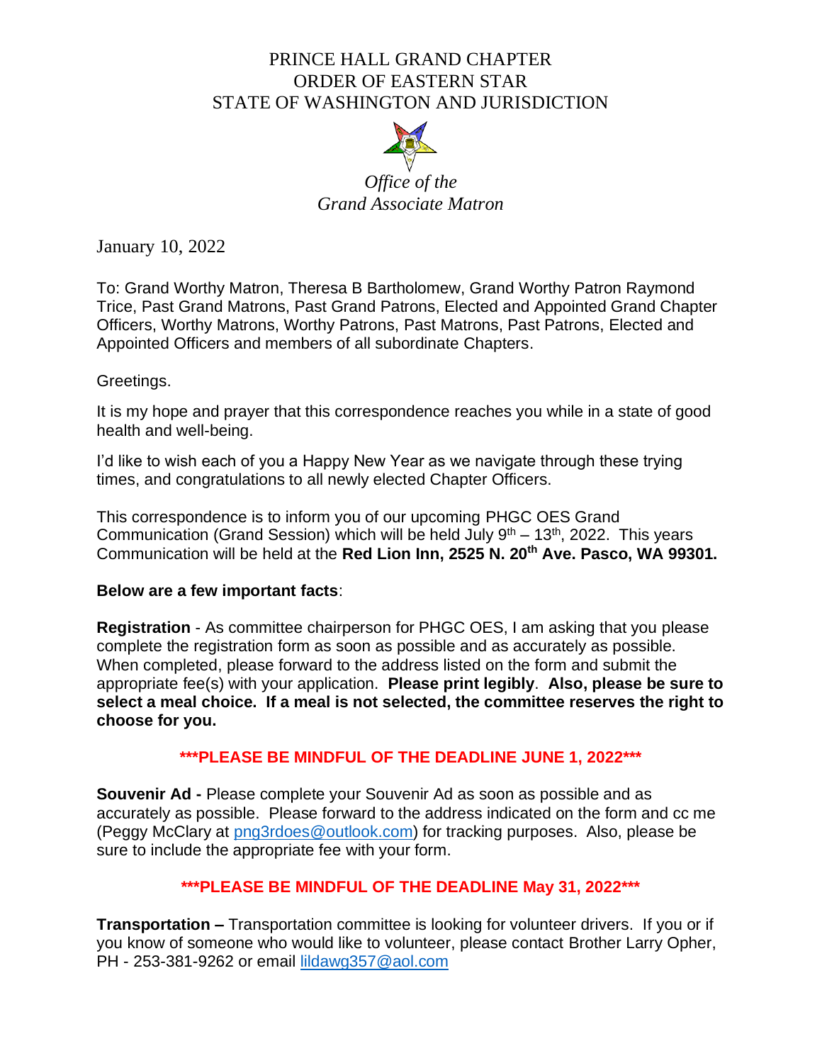# PRINCE HALL GRAND CHAPTER
# ORDER OF EASTERN STAR
# STATE OF WASHINGTON AND JURISDICTION

*Office of the*
*Grand Associate Matron*

January 10, 2022

To: Grand Worthy Matron, Theresa B Bartholomew, Grand Worthy Patron Raymond Trice, Past Grand Matrons, Past Grand Patrons, Elected and Appointed Grand Chapter Officers, Worthy Matrons, Worthy Patrons, Past Matrons, Past Patrons, Elected and Appointed Officers and members of all subordinate Chapters.

Greetings.

It is my hope and prayer that this correspondence reaches you while in a state of good health and well-being.

I'd like to wish each of you a Happy New Year as we navigate through these trying times, and congratulations to all newly elected Chapter Officers.

This correspondence is to inform you of our upcoming PHGC OES Grand Communication (Grand Session) which will be held July 9th – 13th, 2022. This years Communication will be held at the **Red Lion Inn, 2525 N. 20th Ave. Pasco, WA 99301.**

**Below are a few important facts**:

**Registration** - As committee chairperson for PHGC OES, I am asking that you please complete the registration form as soon as possible and as accurately as possible. When completed, please forward to the address listed on the form and submit the appropriate fee(s) with your application. **Please print legibly**. **Also, please be sure to select a meal choice. If a meal is not selected, the committee reserves the right to choose for you.**

**\*\*\*PLEASE BE MINDFUL OF THE DEADLINE JUNE 1, 2022\*\*\***

**Souvenir Ad -** Please complete your Souvenir Ad as soon as possible and as accurately as possible. Please forward to the address indicated on the form and cc me (Peggy McClary at png3rdoes@outlook.com) for tracking purposes. Also, please be sure to include the appropriate fee with your form.

**\*\*\*PLEASE BE MINDFUL OF THE DEADLINE May 31, 2022\*\*\***

**Transportation –** Transportation committee is looking for volunteer drivers. If you or if you know of someone who would like to volunteer, please contact Brother Larry Opher, PH - 253-381-9262 or email lildawg357@aol.com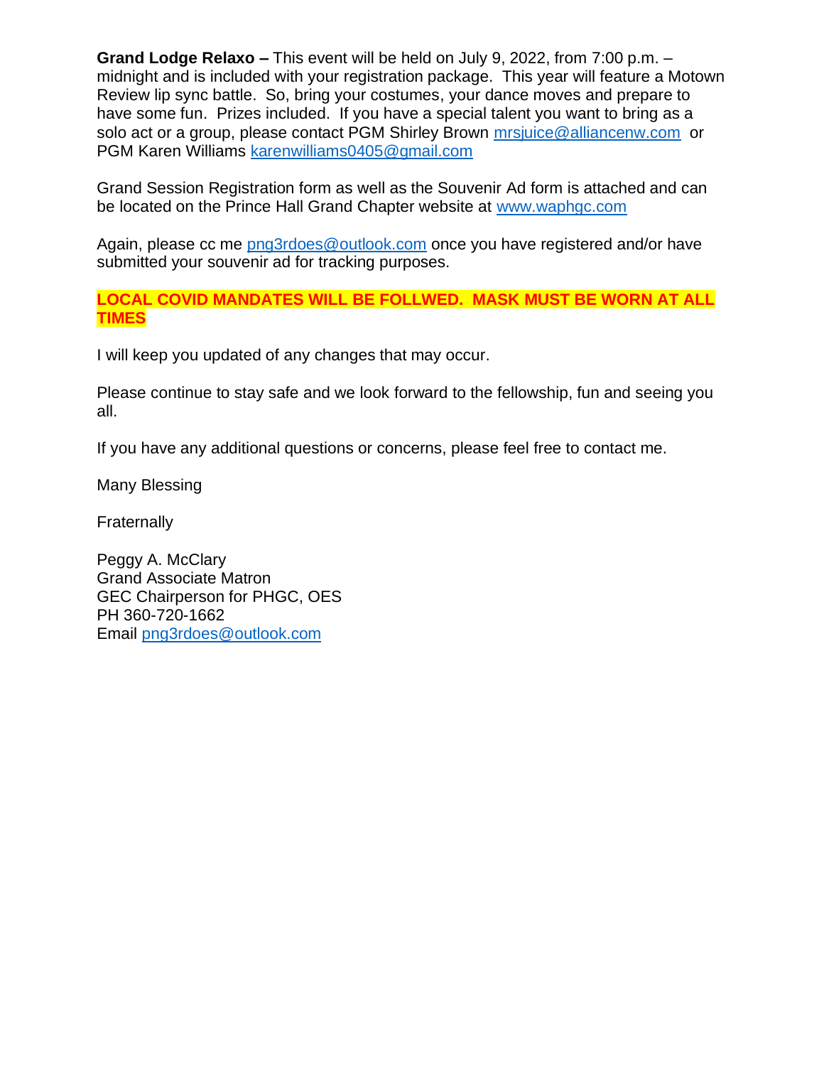**Grand Lodge Relaxo –** This event will be held on July 9, 2022, from 7:00 p.m. – midnight and is included with your registration package. This year will feature a Motown Review lip sync battle. So, bring your costumes, your dance moves and prepare to have some fun. Prizes included. If you have a special talent you want to bring as a solo act or a group, please contact PGM Shirley Brown mrsjuice@alliancenw.com or PGM Karen Williams karenwilliams0405@gmail.com

Grand Session Registration form as well as the Souvenir Ad form is attached and can be located on the Prince Hall Grand Chapter website at www.waphgc.com

Again, please cc me png3rdoes@outlook.com once you have registered and/or have submitted your souvenir ad for tracking purposes.

**LOCAL COVID MANDATES WILL BE FOLLWED. MASK MUST BE WORN AT ALL TIMES**

I will keep you updated of any changes that may occur.

Please continue to stay safe and we look forward to the fellowship, fun and seeing you all.

If you have any additional questions or concerns, please feel free to contact me.

Many Blessing

Fraternally

Peggy A. McClary  
Grand Associate Matron  
GEC Chairperson for PHGC, OES  
PH 360-720-1662  
Email png3rdoes@outlook.com